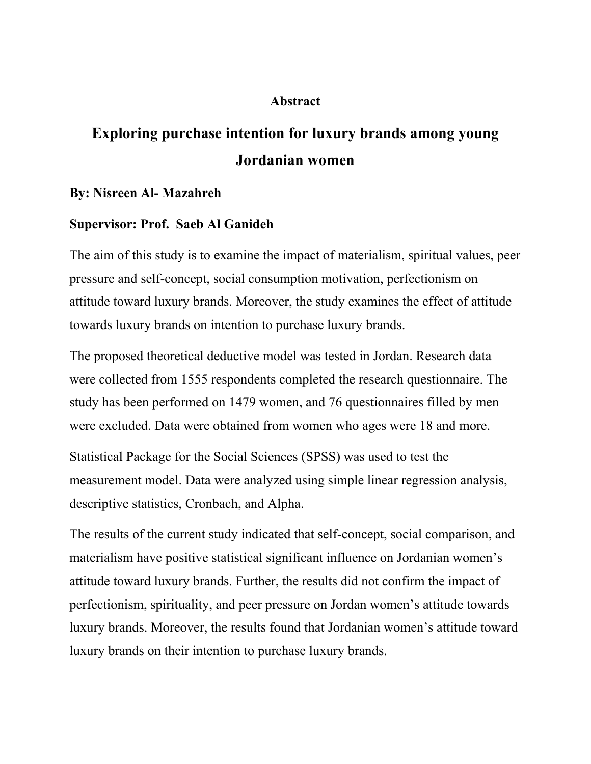# Abstract

## Exploring purchase intention for luxury brands among young Jordanian women

**By: Nisreen Al- Mazahreh**

**Supervisor: Prof. Saeb Al Ganideh**

The aim of this study is to examine the impact of materialism, spiritual values, peer pressure and self-concept, social consumption motivation, perfectionism on attitude toward luxury brands. Moreover, the study examines the effect of attitude towards luxury brands on intention to purchase luxury brands.

The proposed theoretical deductive model was tested in Jordan. Research data were collected from 1555 respondents completed the research questionnaire. The study has been performed on 1479 women, and 76 questionnaires filled by men were excluded. Data were obtained from women who ages were 18 and more.

Statistical Package for the Social Sciences (SPSS) was used to test the measurement model. Data were analyzed using simple linear regression analysis, descriptive statistics, Cronbach, and Alpha.

The results of the current study indicated that self-concept, social comparison, and materialism have positive statistical significant influence on Jordanian women's attitude toward luxury brands. Further, the results did not confirm the impact of perfectionism, spirituality, and peer pressure on Jordan women's attitude towards luxury brands. Moreover, the results found that Jordanian women's attitude toward luxury brands on their intention to purchase luxury brands.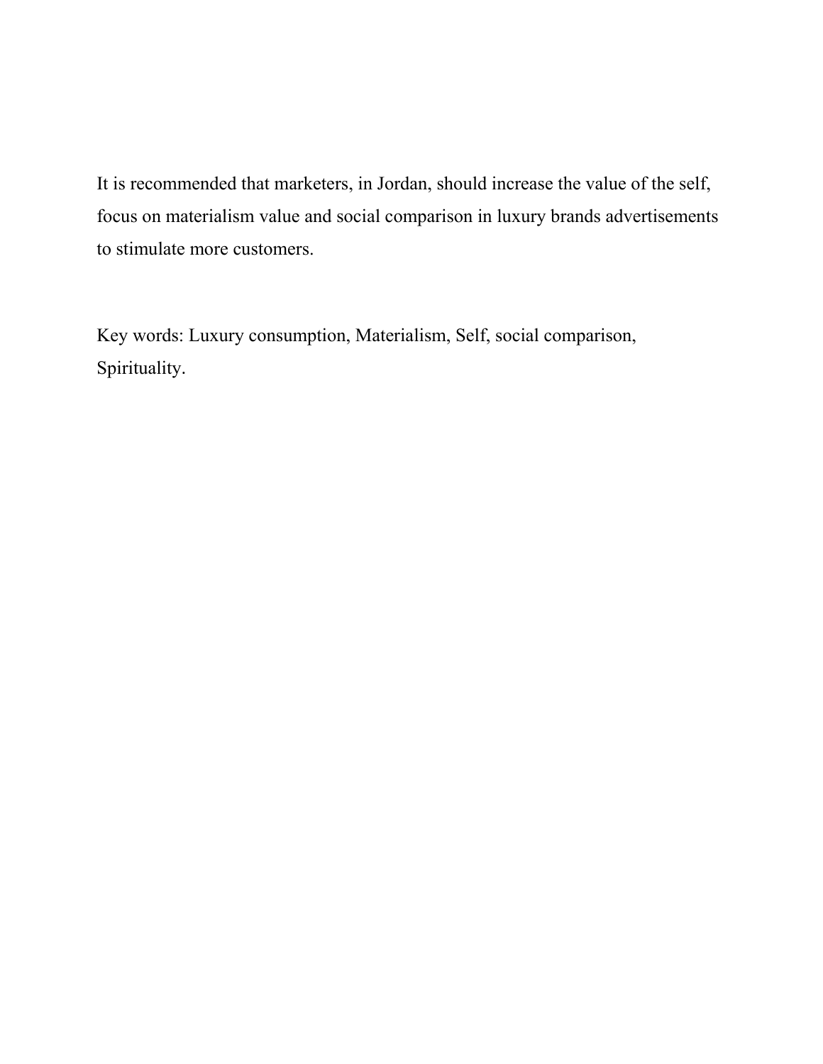It is recommended that marketers, in Jordan, should increase the value of the self, focus on materialism value and social comparison in luxury brands advertisements to stimulate more customers.

Key words: Luxury consumption, Materialism, Self, social comparison, Spirituality.